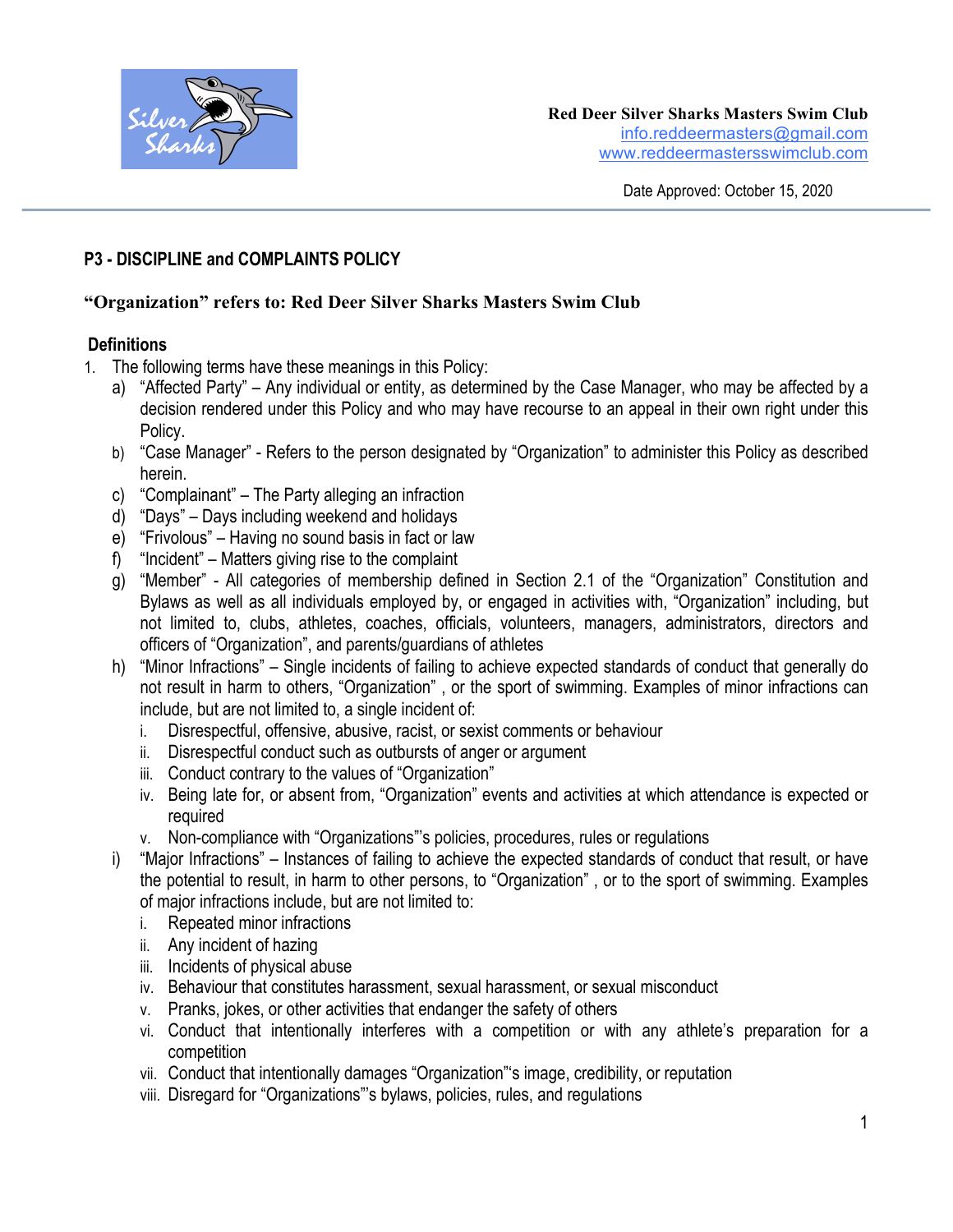**Red Deer Silver Sharks Masters Swim Club**
info.reddeermasters@gmail.com
www.reddeermastersswimclub.com

Date Approved: October 15, 2020

## P3 - DISCIPLINE and COMPLAINTS POLICY

### "Organization" refers to: Red Deer Silver Sharks Masters Swim Club

### Definitions

1. The following terms have these meanings in this Policy:
   a) "Affected Party" – Any individual or entity, as determined by the Case Manager, who may be affected by a decision rendered under this Policy and who may have recourse to an appeal in their own right under this Policy.
   b) "Case Manager" - Refers to the person designated by "Organization" to administer this Policy as described herein.
   c) "Complainant" – The Party alleging an infraction
   d) "Days" – Days including weekend and holidays
   e) "Frivolous" – Having no sound basis in fact or law
   f) "Incident" – Matters giving rise to the complaint
   g) "Member" - All categories of membership defined in Section 2.1 of the "Organization" Constitution and Bylaws as well as all individuals employed by, or engaged in activities with, "Organization" including, but not limited to, clubs, athletes, coaches, officials, volunteers, managers, administrators, directors and officers of "Organization", and parents/guardians of athletes
   h) "Minor Infractions" – Single incidents of failing to achieve expected standards of conduct that generally do not result in harm to others, "Organization" , or the sport of swimming. Examples of minor infractions can include, but are not limited to, a single incident of:
      i. Disrespectful, offensive, abusive, racist, or sexist comments or behaviour
      ii. Disrespectful conduct such as outbursts of anger or argument
      iii. Conduct contrary to the values of "Organization"
      iv. Being late for, or absent from, "Organization" events and activities at which attendance is expected or required
      v. Non-compliance with "Organizations"'s policies, procedures, rules or regulations
   i) "Major Infractions" – Instances of failing to achieve the expected standards of conduct that result, or have the potential to result, in harm to other persons, to "Organization" , or to the sport of swimming. Examples of major infractions include, but are not limited to:
      i. Repeated minor infractions
      ii. Any incident of hazing
      iii. Incidents of physical abuse
      iv. Behaviour that constitutes harassment, sexual harassment, or sexual misconduct
      v. Pranks, jokes, or other activities that endanger the safety of others
      vi. Conduct that intentionally interferes with a competition or with any athlete's preparation for a competition
      vii. Conduct that intentionally damages "Organization"'s image, credibility, or reputation
      viii. Disregard for "Organizations"'s bylaws, policies, rules, and regulations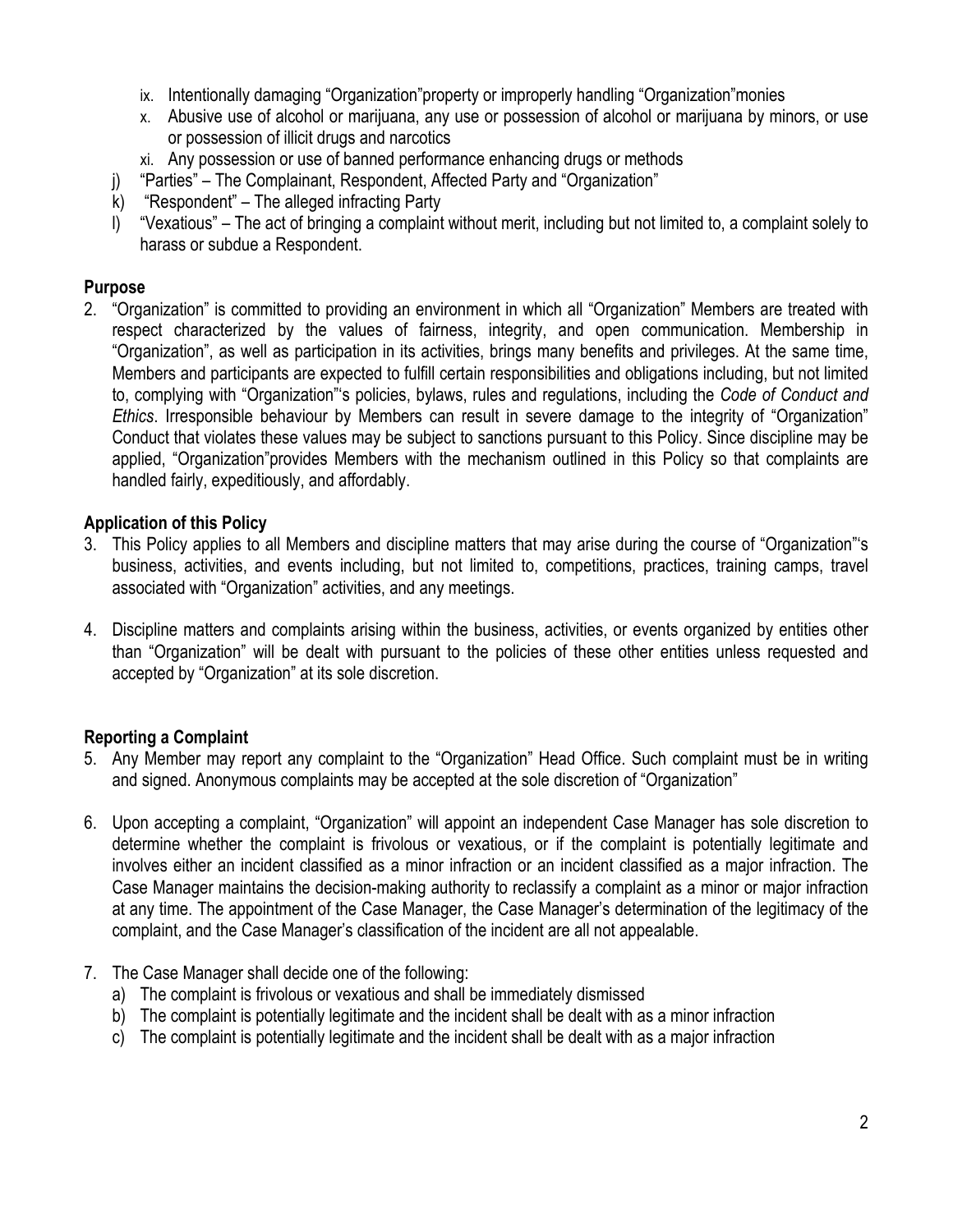ix. Intentionally damaging "Organization"property or improperly handling "Organization"monies
   x. Abusive use of alcohol or marijuana, any use or possession of alcohol or marijuana by minors, or use or possession of illicit drugs and narcotics
   xi. Any possession or use of banned performance enhancing drugs or methods

j) "Parties" – The Complainant, Respondent, Affected Party and "Organization"

k) "Respondent" – The alleged infracting Party

l) "Vexatious" – The act of bringing a complaint without merit, including but not limited to, a complaint solely to harass or subdue a Respondent.

**Purpose**

2. "Organization" is committed to providing an environment in which all "Organization" Members are treated with respect characterized by the values of fairness, integrity, and open communication. Membership in "Organization", as well as participation in its activities, brings many benefits and privileges. At the same time, Members and participants are expected to fulfill certain responsibilities and obligations including, but not limited to, complying with "Organization"'s policies, bylaws, rules and regulations, including the *Code of Conduct and Ethics*. Irresponsible behaviour by Members can result in severe damage to the integrity of "Organization" Conduct that violates these values may be subject to sanctions pursuant to this Policy. Since discipline may be applied, "Organization"provides Members with the mechanism outlined in this Policy so that complaints are handled fairly, expeditiously, and affordably.

**Application of this Policy**

3. This Policy applies to all Members and discipline matters that may arise during the course of "Organization"'s business, activities, and events including, but not limited to, competitions, practices, training camps, travel associated with "Organization" activities, and any meetings.

4. Discipline matters and complaints arising within the business, activities, or events organized by entities other than "Organization" will be dealt with pursuant to the policies of these other entities unless requested and accepted by "Organization" at its sole discretion.

**Reporting a Complaint**

5. Any Member may report any complaint to the "Organization" Head Office. Such complaint must be in writing and signed. Anonymous complaints may be accepted at the sole discretion of "Organization"

6. Upon accepting a complaint, "Organization" will appoint an independent Case Manager has sole discretion to determine whether the complaint is frivolous or vexatious, or if the complaint is potentially legitimate and involves either an incident classified as a minor infraction or an incident classified as a major infraction. The Case Manager maintains the decision-making authority to reclassify a complaint as a minor or major infraction at any time. The appointment of the Case Manager, the Case Manager's determination of the legitimacy of the complaint, and the Case Manager's classification of the incident are all not appealable.

7. The Case Manager shall decide one of the following:
   a) The complaint is frivolous or vexatious and shall be immediately dismissed
   b) The complaint is potentially legitimate and the incident shall be dealt with as a minor infraction
   c) The complaint is potentially legitimate and the incident shall be dealt with as a major infraction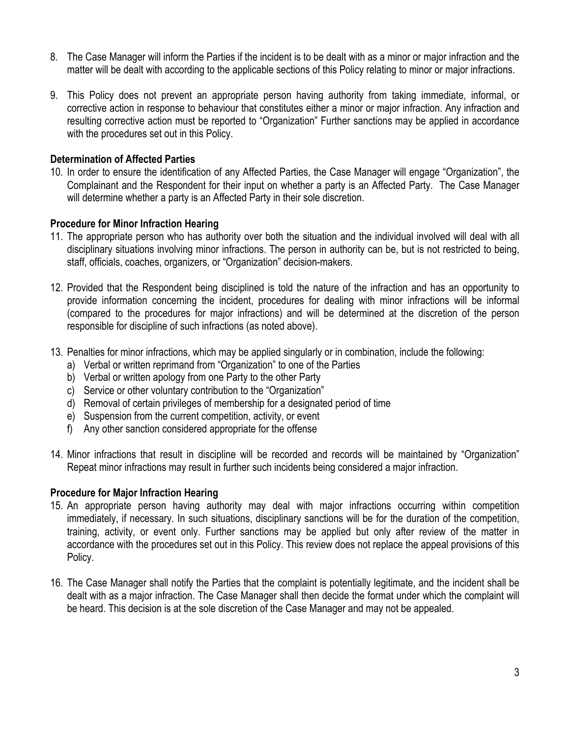8. The Case Manager will inform the Parties if the incident is to be dealt with as a minor or major infraction and the matter will be dealt with according to the applicable sections of this Policy relating to minor or major infractions.

9. This Policy does not prevent an appropriate person having authority from taking immediate, informal, or corrective action in response to behaviour that constitutes either a minor or major infraction. Any infraction and resulting corrective action must be reported to "Organization" Further sanctions may be applied in accordance with the procedures set out in this Policy.

**Determination of Affected Parties**

10. In order to ensure the identification of any Affected Parties, the Case Manager will engage "Organization", the Complainant and the Respondent for their input on whether a party is an Affected Party. The Case Manager will determine whether a party is an Affected Party in their sole discretion.

**Procedure for Minor Infraction Hearing**

11. The appropriate person who has authority over both the situation and the individual involved will deal with all disciplinary situations involving minor infractions. The person in authority can be, but is not restricted to being, staff, officials, coaches, organizers, or "Organization" decision-makers.

12. Provided that the Respondent being disciplined is told the nature of the infraction and has an opportunity to provide information concerning the incident, procedures for dealing with minor infractions will be informal (compared to the procedures for major infractions) and will be determined at the discretion of the person responsible for discipline of such infractions (as noted above).

13. Penalties for minor infractions, which may be applied singularly or in combination, include the following:
    a) Verbal or written reprimand from "Organization" to one of the Parties
    b) Verbal or written apology from one Party to the other Party
    c) Service or other voluntary contribution to the "Organization"
    d) Removal of certain privileges of membership for a designated period of time
    e) Suspension from the current competition, activity, or event
    f) Any other sanction considered appropriate for the offense

14. Minor infractions that result in discipline will be recorded and records will be maintained by "Organization" Repeat minor infractions may result in further such incidents being considered a major infraction.

**Procedure for Major Infraction Hearing**

15. An appropriate person having authority may deal with major infractions occurring within competition immediately, if necessary. In such situations, disciplinary sanctions will be for the duration of the competition, training, activity, or event only. Further sanctions may be applied but only after review of the matter in accordance with the procedures set out in this Policy. This review does not replace the appeal provisions of this Policy.

16. The Case Manager shall notify the Parties that the complaint is potentially legitimate, and the incident shall be dealt with as a major infraction. The Case Manager shall then decide the format under which the complaint will be heard. This decision is at the sole discretion of the Case Manager and may not be appealed.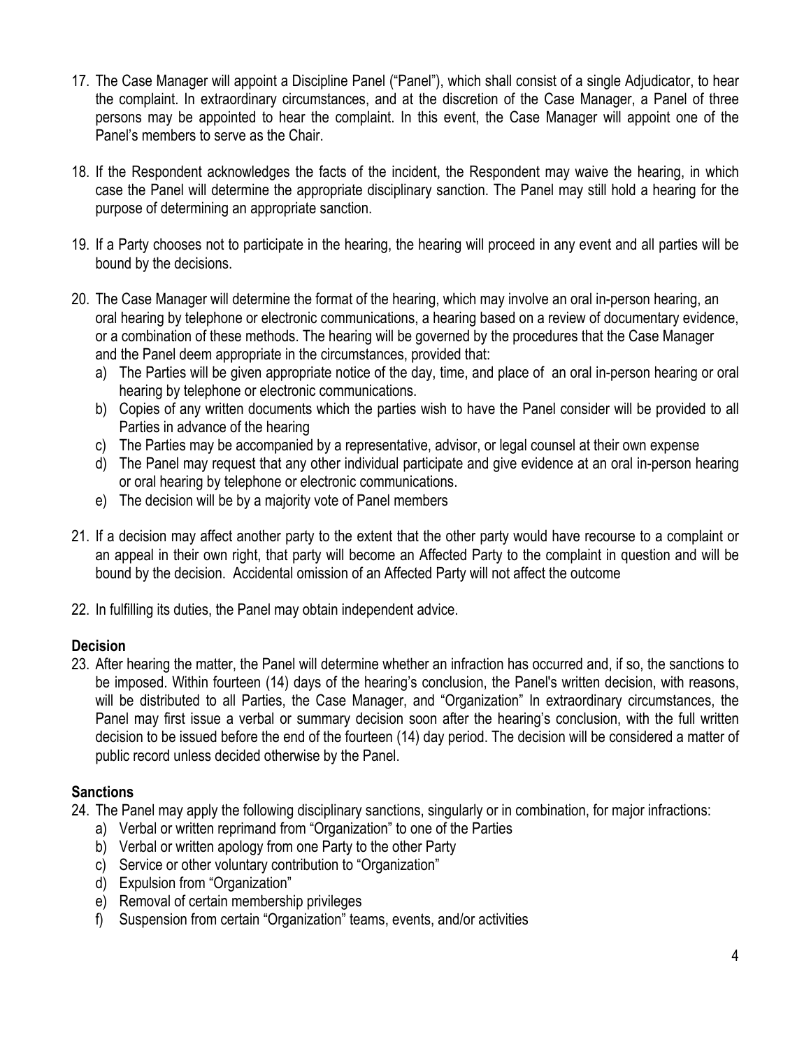17. The Case Manager will appoint a Discipline Panel ("Panel"), which shall consist of a single Adjudicator, to hear the complaint. In extraordinary circumstances, and at the discretion of the Case Manager, a Panel of three persons may be appointed to hear the complaint. In this event, the Case Manager will appoint one of the Panel's members to serve as the Chair.

18. If the Respondent acknowledges the facts of the incident, the Respondent may waive the hearing, in which case the Panel will determine the appropriate disciplinary sanction. The Panel may still hold a hearing for the purpose of determining an appropriate sanction.

19. If a Party chooses not to participate in the hearing, the hearing will proceed in any event and all parties will be bound by the decisions.

20. The Case Manager will determine the format of the hearing, which may involve an oral in-person hearing, an oral hearing by telephone or electronic communications, a hearing based on a review of documentary evidence, or a combination of these methods. The hearing will be governed by the procedures that the Case Manager and the Panel deem appropriate in the circumstances, provided that:
    a) The Parties will be given appropriate notice of the day, time, and place of an oral in-person hearing or oral hearing by telephone or electronic communications.
    b) Copies of any written documents which the parties wish to have the Panel consider will be provided to all Parties in advance of the hearing
    c) The Parties may be accompanied by a representative, advisor, or legal counsel at their own expense
    d) The Panel may request that any other individual participate and give evidence at an oral in-person hearing or oral hearing by telephone or electronic communications.
    e) The decision will be by a majority vote of Panel members

21. If a decision may affect another party to the extent that the other party would have recourse to a complaint or an appeal in their own right, that party will become an Affected Party to the complaint in question and will be bound by the decision. Accidental omission of an Affected Party will not affect the outcome

22. In fulfilling its duties, the Panel may obtain independent advice.

**Decision**

23. After hearing the matter, the Panel will determine whether an infraction has occurred and, if so, the sanctions to be imposed. Within fourteen (14) days of the hearing's conclusion, the Panel's written decision, with reasons, will be distributed to all Parties, the Case Manager, and "Organization" In extraordinary circumstances, the Panel may first issue a verbal or summary decision soon after the hearing's conclusion, with the full written decision to be issued before the end of the fourteen (14) day period. The decision will be considered a matter of public record unless decided otherwise by the Panel.

**Sanctions**

24. The Panel may apply the following disciplinary sanctions, singularly or in combination, for major infractions:
    a) Verbal or written reprimand from "Organization" to one of the Parties
    b) Verbal or written apology from one Party to the other Party
    c) Service or other voluntary contribution to "Organization"
    d) Expulsion from "Organization"
    e) Removal of certain membership privileges
    f) Suspension from certain "Organization" teams, events, and/or activities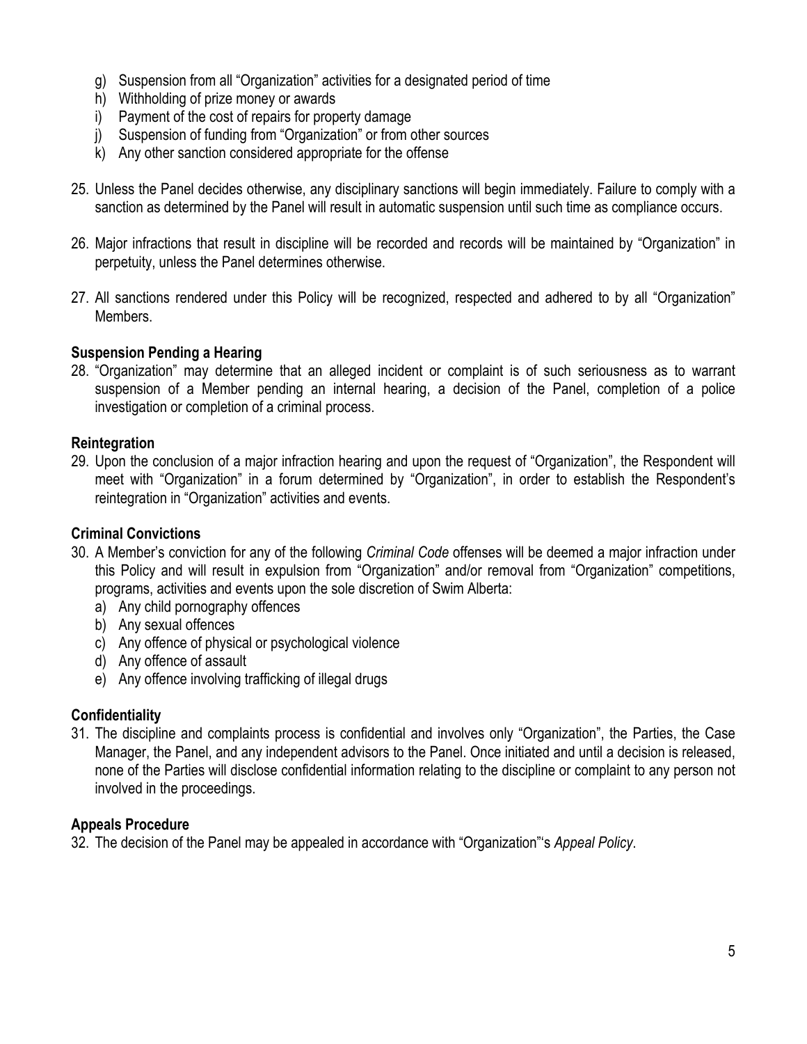g) Suspension from all "Organization" activities for a designated period of time
h) Withholding of prize money or awards
i) Payment of the cost of repairs for property damage
j) Suspension of funding from "Organization" or from other sources
k) Any other sanction considered appropriate for the offense

25. Unless the Panel decides otherwise, any disciplinary sanctions will begin immediately. Failure to comply with a sanction as determined by the Panel will result in automatic suspension until such time as compliance occurs.

26. Major infractions that result in discipline will be recorded and records will be maintained by "Organization" in perpetuity, unless the Panel determines otherwise.

27. All sanctions rendered under this Policy will be recognized, respected and adhered to by all "Organization" Members.

**Suspension Pending a Hearing**

28. "Organization" may determine that an alleged incident or complaint is of such seriousness as to warrant suspension of a Member pending an internal hearing, a decision of the Panel, completion of a police investigation or completion of a criminal process.

**Reintegration**

29. Upon the conclusion of a major infraction hearing and upon the request of "Organization", the Respondent will meet with "Organization" in a forum determined by "Organization", in order to establish the Respondent's reintegration in "Organization" activities and events.

**Criminal Convictions**

30. A Member's conviction for any of the following *Criminal Code* offenses will be deemed a major infraction under this Policy and will result in expulsion from "Organization" and/or removal from "Organization" competitions, programs, activities and events upon the sole discretion of Swim Alberta:
    a) Any child pornography offences
    b) Any sexual offences
    c) Any offence of physical or psychological violence
    d) Any offence of assault
    e) Any offence involving trafficking of illegal drugs

**Confidentiality**

31. The discipline and complaints process is confidential and involves only "Organization", the Parties, the Case Manager, the Panel, and any independent advisors to the Panel. Once initiated and until a decision is released, none of the Parties will disclose confidential information relating to the discipline or complaint to any person not involved in the proceedings.

**Appeals Procedure**

32. The decision of the Panel may be appealed in accordance with "Organization"'s *Appeal Policy*.